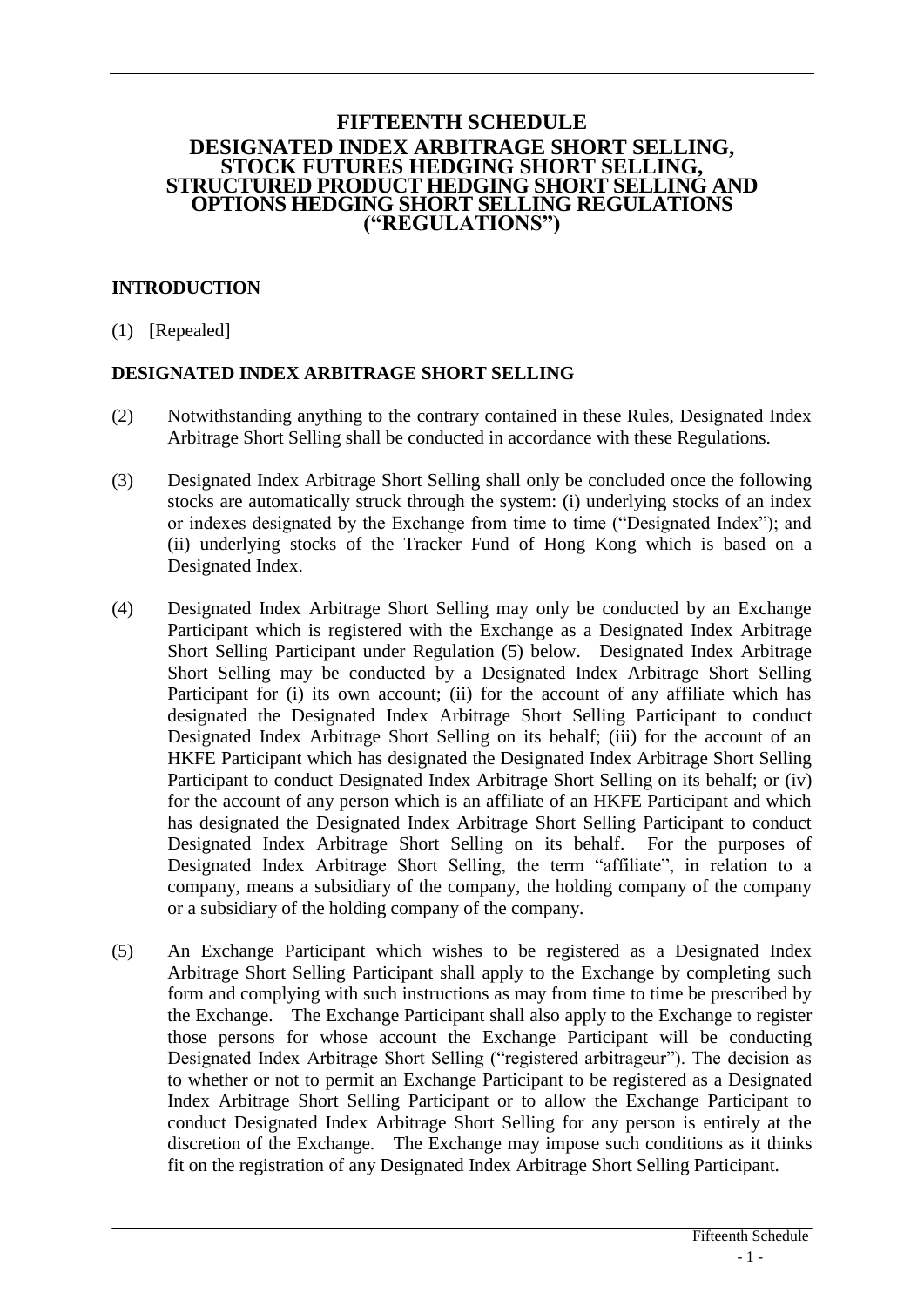# FIFTEENTH SCHEDULE

## DESIGNATED INDEX ARBITRAGE SHORT SELLING, STOCK FUTURES HEDGING SHORT SELLING, STRUCTURED PRODUCT HEDGING SHORT SELLING AND OPTIONS HEDGING SHORT SELLING REGULATIONS ("REGULATIONS")

### INTRODUCTION

(1) [Repealed]

### DESIGNATED INDEX ARBITRAGE SHORT SELLING

(2) Notwithstanding anything to the contrary contained in these Rules, Designated Index Arbitrage Short Selling shall be conducted in accordance with these Regulations.

(3) Designated Index Arbitrage Short Selling shall only be concluded once the following stocks are automatically struck through the system: (i) underlying stocks of an index or indexes designated by the Exchange from time to time ("Designated Index"); and (ii) underlying stocks of the Tracker Fund of Hong Kong which is based on a Designated Index.

(4) Designated Index Arbitrage Short Selling may only be conducted by an Exchange Participant which is registered with the Exchange as a Designated Index Arbitrage Short Selling Participant under Regulation (5) below. Designated Index Arbitrage Short Selling may be conducted by a Designated Index Arbitrage Short Selling Participant for (i) its own account; (ii) for the account of any affiliate which has designated the Designated Index Arbitrage Short Selling Participant to conduct Designated Index Arbitrage Short Selling on its behalf; (iii) for the account of an HKFE Participant which has designated the Designated Index Arbitrage Short Selling Participant to conduct Designated Index Arbitrage Short Selling on its behalf; or (iv) for the account of any person which is an affiliate of an HKFE Participant and which has designated the Designated Index Arbitrage Short Selling Participant to conduct Designated Index Arbitrage Short Selling on its behalf. For the purposes of Designated Index Arbitrage Short Selling, the term "affiliate", in relation to a company, means a subsidiary of the company, the holding company of the company or a subsidiary of the holding company of the company.

(5) An Exchange Participant which wishes to be registered as a Designated Index Arbitrage Short Selling Participant shall apply to the Exchange by completing such form and complying with such instructions as may from time to time be prescribed by the Exchange. The Exchange Participant shall also apply to the Exchange to register those persons for whose account the Exchange Participant will be conducting Designated Index Arbitrage Short Selling ("registered arbitrageur"). The decision as to whether or not to permit an Exchange Participant to be registered as a Designated Index Arbitrage Short Selling Participant or to allow the Exchange Participant to conduct Designated Index Arbitrage Short Selling for any person is entirely at the discretion of the Exchange. The Exchange may impose such conditions as it thinks fit on the registration of any Designated Index Arbitrage Short Selling Participant.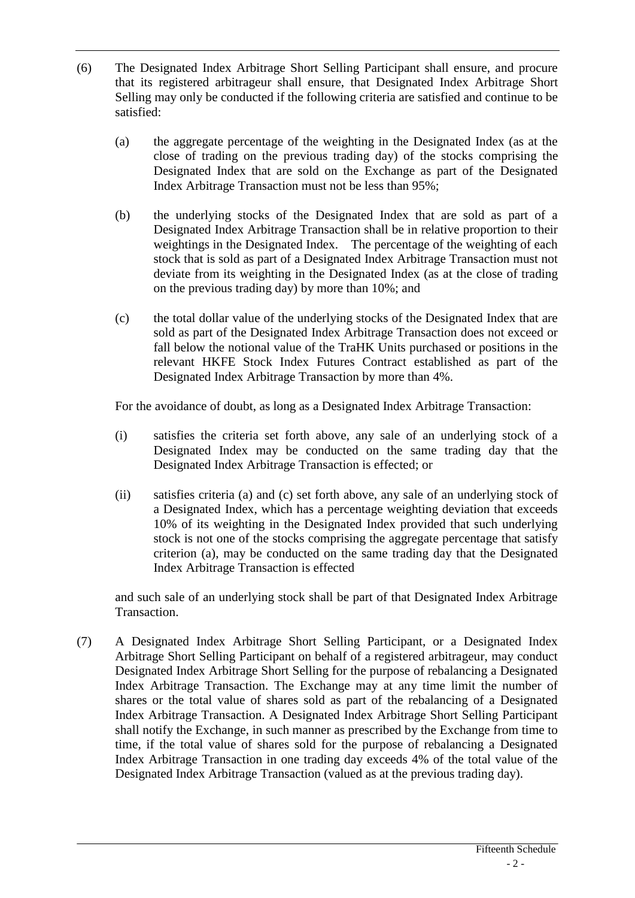(6) The Designated Index Arbitrage Short Selling Participant shall ensure, and procure that its registered arbitrageur shall ensure, that Designated Index Arbitrage Short Selling may only be conducted if the following criteria are satisfied and continue to be satisfied:

(a) the aggregate percentage of the weighting in the Designated Index (as at the close of trading on the previous trading day) of the stocks comprising the Designated Index that are sold on the Exchange as part of the Designated Index Arbitrage Transaction must not be less than 95%;

(b) the underlying stocks of the Designated Index that are sold as part of a Designated Index Arbitrage Transaction shall be in relative proportion to their weightings in the Designated Index. The percentage of the weighting of each stock that is sold as part of a Designated Index Arbitrage Transaction must not deviate from its weighting in the Designated Index (as at the close of trading on the previous trading day) by more than 10%; and

(c) the total dollar value of the underlying stocks of the Designated Index that are sold as part of the Designated Index Arbitrage Transaction does not exceed or fall below the notional value of the TraHK Units purchased or positions in the relevant HKFE Stock Index Futures Contract established as part of the Designated Index Arbitrage Transaction by more than 4%.

For the avoidance of doubt, as long as a Designated Index Arbitrage Transaction:

(i) satisfies the criteria set forth above, any sale of an underlying stock of a Designated Index may be conducted on the same trading day that the Designated Index Arbitrage Transaction is effected; or

(ii) satisfies criteria (a) and (c) set forth above, any sale of an underlying stock of a Designated Index, which has a percentage weighting deviation that exceeds 10% of its weighting in the Designated Index provided that such underlying stock is not one of the stocks comprising the aggregate percentage that satisfy criterion (a), may be conducted on the same trading day that the Designated Index Arbitrage Transaction is effected

and such sale of an underlying stock shall be part of that Designated Index Arbitrage Transaction.

(7) A Designated Index Arbitrage Short Selling Participant, or a Designated Index Arbitrage Short Selling Participant on behalf of a registered arbitrageur, may conduct Designated Index Arbitrage Short Selling for the purpose of rebalancing a Designated Index Arbitrage Transaction. The Exchange may at any time limit the number of shares or the total value of shares sold as part of the rebalancing of a Designated Index Arbitrage Transaction. A Designated Index Arbitrage Short Selling Participant shall notify the Exchange, in such manner as prescribed by the Exchange from time to time, if the total value of shares sold for the purpose of rebalancing a Designated Index Arbitrage Transaction in one trading day exceeds 4% of the total value of the Designated Index Arbitrage Transaction (valued as at the previous trading day).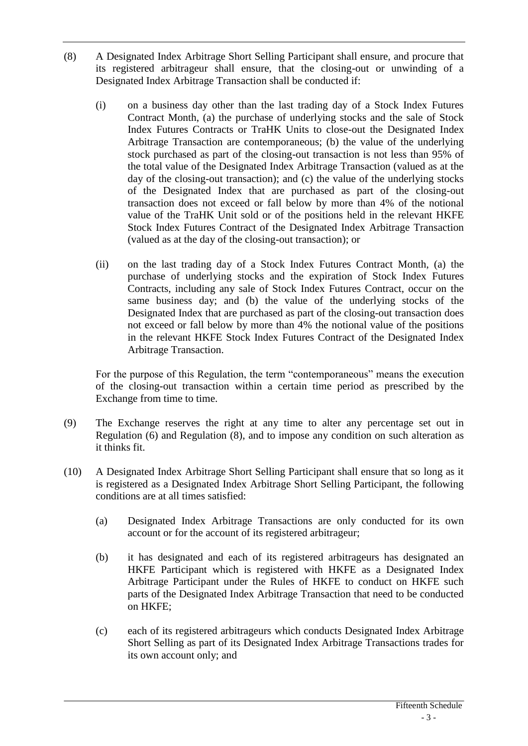(8) A Designated Index Arbitrage Short Selling Participant shall ensure, and procure that its registered arbitrageur shall ensure, that the closing-out or unwinding of a Designated Index Arbitrage Transaction shall be conducted if:

  (i) on a business day other than the last trading day of a Stock Index Futures Contract Month, (a) the purchase of underlying stocks and the sale of Stock Index Futures Contracts or TraHK Units to close-out the Designated Index Arbitrage Transaction are contemporaneous; (b) the value of the underlying stock purchased as part of the closing-out transaction is not less than 95% of the total value of the Designated Index Arbitrage Transaction (valued as at the day of the closing-out transaction); and (c) the value of the underlying stocks of the Designated Index that are purchased as part of the closing-out transaction does not exceed or fall below by more than 4% of the notional value of the TraHK Unit sold or of the positions held in the relevant HKFE Stock Index Futures Contract of the Designated Index Arbitrage Transaction (valued as at the day of the closing-out transaction); or

  (ii) on the last trading day of a Stock Index Futures Contract Month, (a) the purchase of underlying stocks and the expiration of Stock Index Futures Contracts, including any sale of Stock Index Futures Contract, occur on the same business day; and (b) the value of the underlying stocks of the Designated Index that are purchased as part of the closing-out transaction does not exceed or fall below by more than 4% the notional value of the positions in the relevant HKFE Stock Index Futures Contract of the Designated Index Arbitrage Transaction.

For the purpose of this Regulation, the term "contemporaneous" means the execution of the closing-out transaction within a certain time period as prescribed by the Exchange from time to time.

(9) The Exchange reserves the right at any time to alter any percentage set out in Regulation (6) and Regulation (8), and to impose any condition on such alteration as it thinks fit.

(10) A Designated Index Arbitrage Short Selling Participant shall ensure that so long as it is registered as a Designated Index Arbitrage Short Selling Participant, the following conditions are at all times satisfied:

  (a) Designated Index Arbitrage Transactions are only conducted for its own account or for the account of its registered arbitrageur;

  (b) it has designated and each of its registered arbitrageurs has designated an HKFE Participant which is registered with HKFE as a Designated Index Arbitrage Participant under the Rules of HKFE to conduct on HKFE such parts of the Designated Index Arbitrage Transaction that need to be conducted on HKFE;

  (c) each of its registered arbitrageurs which conducts Designated Index Arbitrage Short Selling as part of its Designated Index Arbitrage Transactions trades for its own account only; and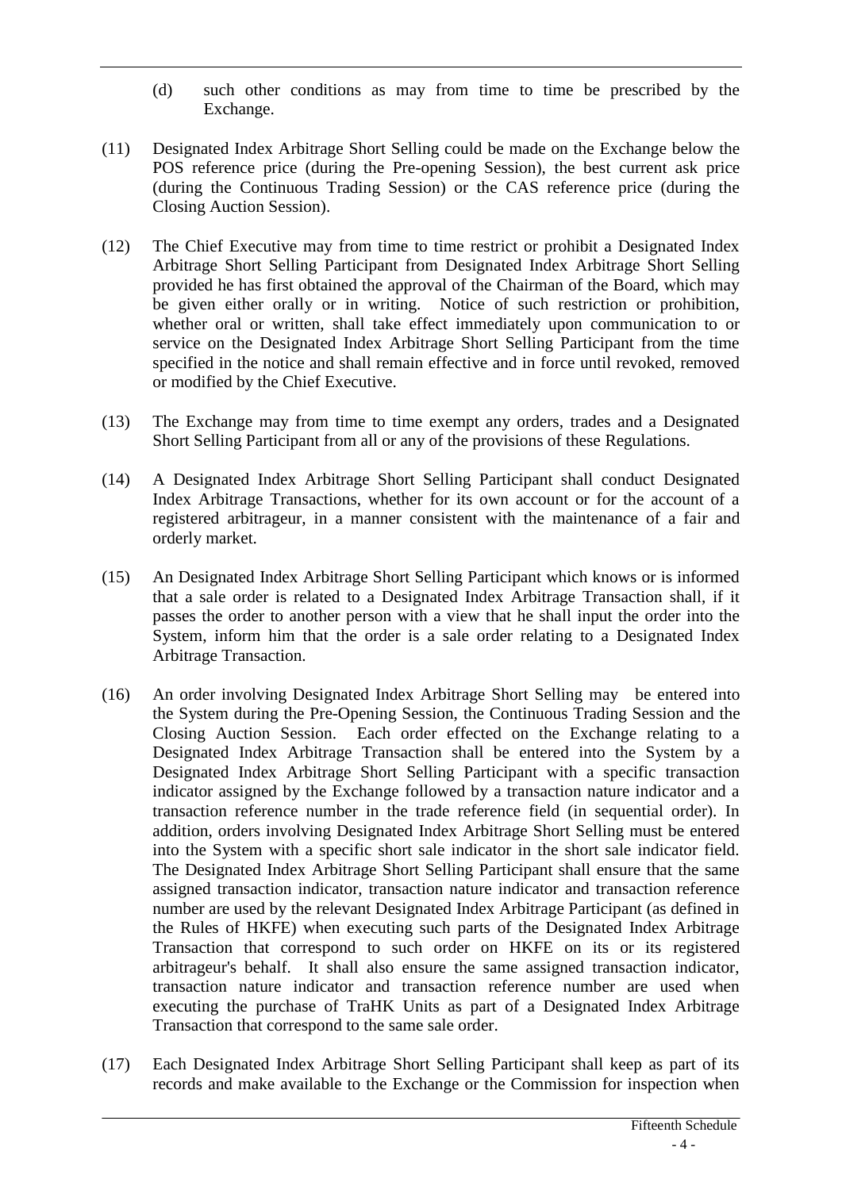(d) such other conditions as may from time to time be prescribed by the Exchange.

(11) Designated Index Arbitrage Short Selling could be made on the Exchange below the POS reference price (during the Pre-opening Session), the best current ask price (during the Continuous Trading Session) or the CAS reference price (during the Closing Auction Session).

(12) The Chief Executive may from time to time restrict or prohibit a Designated Index Arbitrage Short Selling Participant from Designated Index Arbitrage Short Selling provided he has first obtained the approval of the Chairman of the Board, which may be given either orally or in writing. Notice of such restriction or prohibition, whether oral or written, shall take effect immediately upon communication to or service on the Designated Index Arbitrage Short Selling Participant from the time specified in the notice and shall remain effective and in force until revoked, removed or modified by the Chief Executive.

(13) The Exchange may from time to time exempt any orders, trades and a Designated Short Selling Participant from all or any of the provisions of these Regulations.

(14) A Designated Index Arbitrage Short Selling Participant shall conduct Designated Index Arbitrage Transactions, whether for its own account or for the account of a registered arbitrageur, in a manner consistent with the maintenance of a fair and orderly market.

(15) An Designated Index Arbitrage Short Selling Participant which knows or is informed that a sale order is related to a Designated Index Arbitrage Transaction shall, if it passes the order to another person with a view that he shall input the order into the System, inform him that the order is a sale order relating to a Designated Index Arbitrage Transaction.

(16) An order involving Designated Index Arbitrage Short Selling may be entered into the System during the Pre-Opening Session, the Continuous Trading Session and the Closing Auction Session. Each order effected on the Exchange relating to a Designated Index Arbitrage Transaction shall be entered into the System by a Designated Index Arbitrage Short Selling Participant with a specific transaction indicator assigned by the Exchange followed by a transaction nature indicator and a transaction reference number in the trade reference field (in sequential order). In addition, orders involving Designated Index Arbitrage Short Selling must be entered into the System with a specific short sale indicator in the short sale indicator field. The Designated Index Arbitrage Short Selling Participant shall ensure that the same assigned transaction indicator, transaction nature indicator and transaction reference number are used by the relevant Designated Index Arbitrage Participant (as defined in the Rules of HKFE) when executing such parts of the Designated Index Arbitrage Transaction that correspond to such order on HKFE on its or its registered arbitrageur's behalf. It shall also ensure the same assigned transaction indicator, transaction nature indicator and transaction reference number are used when executing the purchase of TraHK Units as part of a Designated Index Arbitrage Transaction that correspond to the same sale order.

(17) Each Designated Index Arbitrage Short Selling Participant shall keep as part of its records and make available to the Exchange or the Commission for inspection when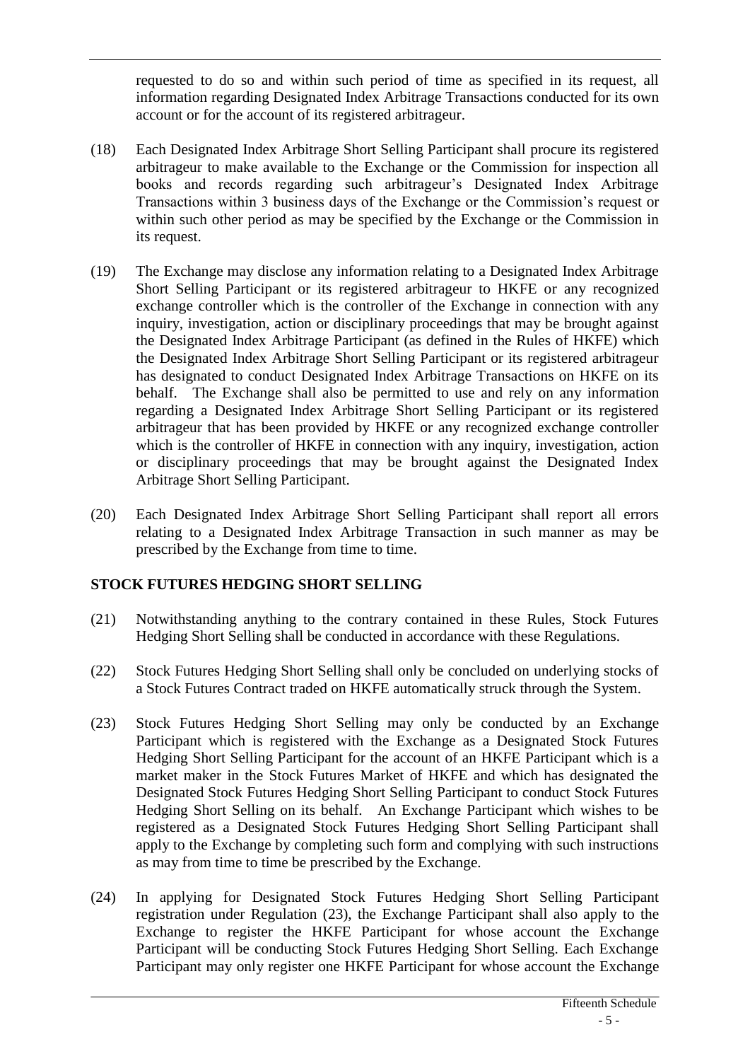requested to do so and within such period of time as specified in its request, all information regarding Designated Index Arbitrage Transactions conducted for its own account or for the account of its registered arbitrageur.

(18) Each Designated Index Arbitrage Short Selling Participant shall procure its registered arbitrageur to make available to the Exchange or the Commission for inspection all books and records regarding such arbitrageur's Designated Index Arbitrage Transactions within 3 business days of the Exchange or the Commission's request or within such other period as may be specified by the Exchange or the Commission in its request.

(19) The Exchange may disclose any information relating to a Designated Index Arbitrage Short Selling Participant or its registered arbitrageur to HKFE or any recognized exchange controller which is the controller of the Exchange in connection with any inquiry, investigation, action or disciplinary proceedings that may be brought against the Designated Index Arbitrage Participant (as defined in the Rules of HKFE) which the Designated Index Arbitrage Short Selling Participant or its registered arbitrageur has designated to conduct Designated Index Arbitrage Transactions on HKFE on its behalf. The Exchange shall also be permitted to use and rely on any information regarding a Designated Index Arbitrage Short Selling Participant or its registered arbitrageur that has been provided by HKFE or any recognized exchange controller which is the controller of HKFE in connection with any inquiry, investigation, action or disciplinary proceedings that may be brought against the Designated Index Arbitrage Short Selling Participant.

(20) Each Designated Index Arbitrage Short Selling Participant shall report all errors relating to a Designated Index Arbitrage Transaction in such manner as may be prescribed by the Exchange from time to time.

**STOCK FUTURES HEDGING SHORT SELLING**

(21) Notwithstanding anything to the contrary contained in these Rules, Stock Futures Hedging Short Selling shall be conducted in accordance with these Regulations.

(22) Stock Futures Hedging Short Selling shall only be concluded on underlying stocks of a Stock Futures Contract traded on HKFE automatically struck through the System.

(23) Stock Futures Hedging Short Selling may only be conducted by an Exchange Participant which is registered with the Exchange as a Designated Stock Futures Hedging Short Selling Participant for the account of an HKFE Participant which is a market maker in the Stock Futures Market of HKFE and which has designated the Designated Stock Futures Hedging Short Selling Participant to conduct Stock Futures Hedging Short Selling on its behalf. An Exchange Participant which wishes to be registered as a Designated Stock Futures Hedging Short Selling Participant shall apply to the Exchange by completing such form and complying with such instructions as may from time to time be prescribed by the Exchange.

(24) In applying for Designated Stock Futures Hedging Short Selling Participant registration under Regulation (23), the Exchange Participant shall also apply to the Exchange to register the HKFE Participant for whose account the Exchange Participant will be conducting Stock Futures Hedging Short Selling. Each Exchange Participant may only register one HKFE Participant for whose account the Exchange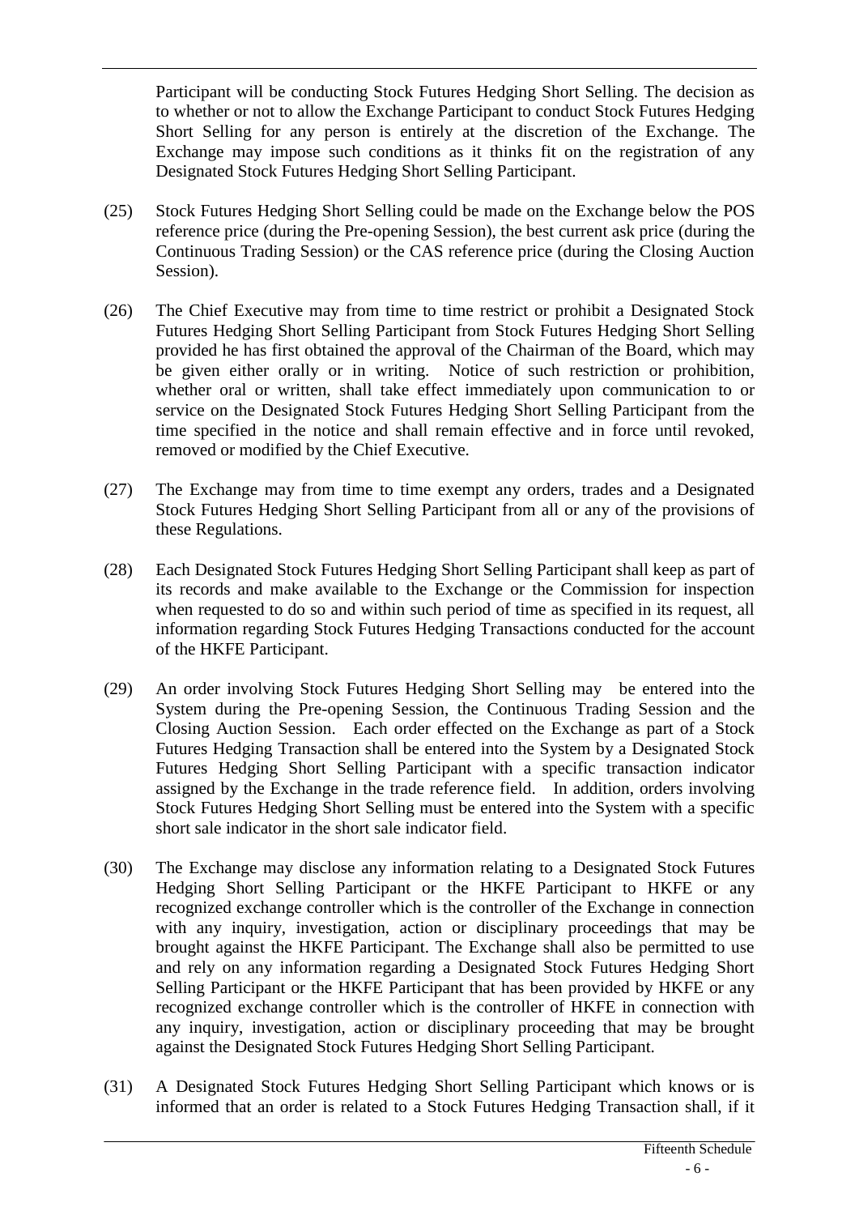Participant will be conducting Stock Futures Hedging Short Selling. The decision as to whether or not to allow the Exchange Participant to conduct Stock Futures Hedging Short Selling for any person is entirely at the discretion of the Exchange. The Exchange may impose such conditions as it thinks fit on the registration of any Designated Stock Futures Hedging Short Selling Participant.

(25) Stock Futures Hedging Short Selling could be made on the Exchange below the POS reference price (during the Pre-opening Session), the best current ask price (during the Continuous Trading Session) or the CAS reference price (during the Closing Auction Session).

(26) The Chief Executive may from time to time restrict or prohibit a Designated Stock Futures Hedging Short Selling Participant from Stock Futures Hedging Short Selling provided he has first obtained the approval of the Chairman of the Board, which may be given either orally or in writing. Notice of such restriction or prohibition, whether oral or written, shall take effect immediately upon communication to or service on the Designated Stock Futures Hedging Short Selling Participant from the time specified in the notice and shall remain effective and in force until revoked, removed or modified by the Chief Executive.

(27) The Exchange may from time to time exempt any orders, trades and a Designated Stock Futures Hedging Short Selling Participant from all or any of the provisions of these Regulations.

(28) Each Designated Stock Futures Hedging Short Selling Participant shall keep as part of its records and make available to the Exchange or the Commission for inspection when requested to do so and within such period of time as specified in its request, all information regarding Stock Futures Hedging Transactions conducted for the account of the HKFE Participant.

(29) An order involving Stock Futures Hedging Short Selling may be entered into the System during the Pre-opening Session, the Continuous Trading Session and the Closing Auction Session. Each order effected on the Exchange as part of a Stock Futures Hedging Transaction shall be entered into the System by a Designated Stock Futures Hedging Short Selling Participant with a specific transaction indicator assigned by the Exchange in the trade reference field. In addition, orders involving Stock Futures Hedging Short Selling must be entered into the System with a specific short sale indicator in the short sale indicator field.

(30) The Exchange may disclose any information relating to a Designated Stock Futures Hedging Short Selling Participant or the HKFE Participant to HKFE or any recognized exchange controller which is the controller of the Exchange in connection with any inquiry, investigation, action or disciplinary proceedings that may be brought against the HKFE Participant. The Exchange shall also be permitted to use and rely on any information regarding a Designated Stock Futures Hedging Short Selling Participant or the HKFE Participant that has been provided by HKFE or any recognized exchange controller which is the controller of HKFE in connection with any inquiry, investigation, action or disciplinary proceeding that may be brought against the Designated Stock Futures Hedging Short Selling Participant.

(31) A Designated Stock Futures Hedging Short Selling Participant which knows or is informed that an order is related to a Stock Futures Hedging Transaction shall, if it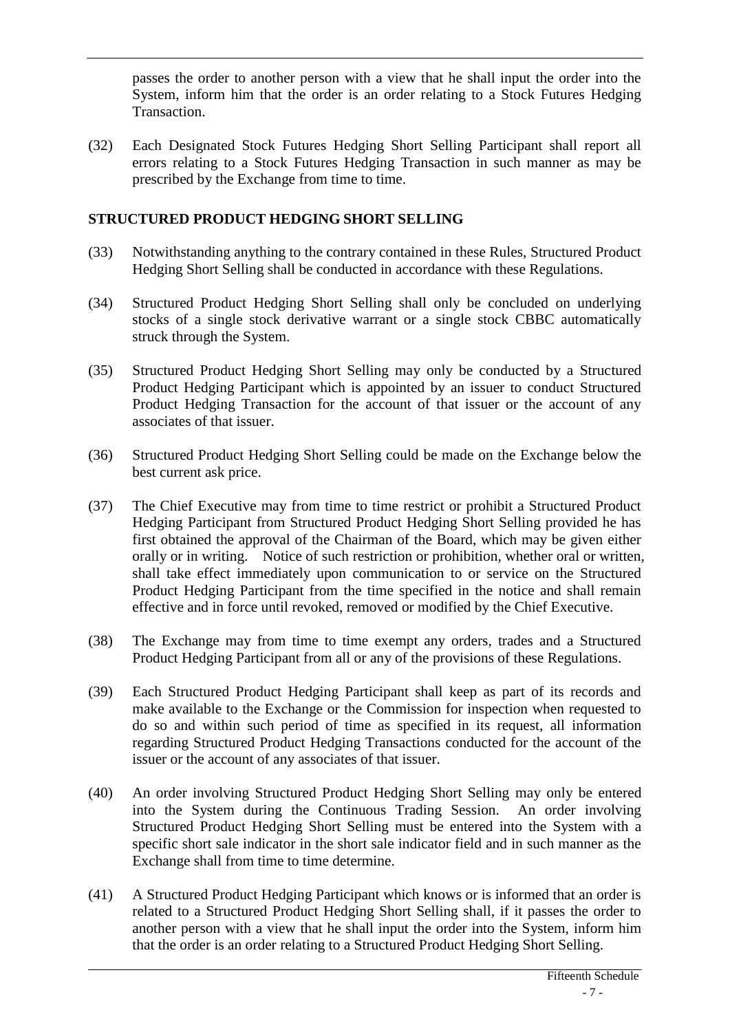passes the order to another person with a view that he shall input the order into the System, inform him that the order is an order relating to a Stock Futures Hedging Transaction.

(32) Each Designated Stock Futures Hedging Short Selling Participant shall report all errors relating to a Stock Futures Hedging Transaction in such manner as may be prescribed by the Exchange from time to time.

## STRUCTURED PRODUCT HEDGING SHORT SELLING

(33) Notwithstanding anything to the contrary contained in these Rules, Structured Product Hedging Short Selling shall be conducted in accordance with these Regulations.

(34) Structured Product Hedging Short Selling shall only be concluded on underlying stocks of a single stock derivative warrant or a single stock CBBC automatically struck through the System.

(35) Structured Product Hedging Short Selling may only be conducted by a Structured Product Hedging Participant which is appointed by an issuer to conduct Structured Product Hedging Transaction for the account of that issuer or the account of any associates of that issuer.

(36) Structured Product Hedging Short Selling could be made on the Exchange below the best current ask price.

(37) The Chief Executive may from time to time restrict or prohibit a Structured Product Hedging Participant from Structured Product Hedging Short Selling provided he has first obtained the approval of the Chairman of the Board, which may be given either orally or in writing. Notice of such restriction or prohibition, whether oral or written, shall take effect immediately upon communication to or service on the Structured Product Hedging Participant from the time specified in the notice and shall remain effective and in force until revoked, removed or modified by the Chief Executive.

(38) The Exchange may from time to time exempt any orders, trades and a Structured Product Hedging Participant from all or any of the provisions of these Regulations.

(39) Each Structured Product Hedging Participant shall keep as part of its records and make available to the Exchange or the Commission for inspection when requested to do so and within such period of time as specified in its request, all information regarding Structured Product Hedging Transactions conducted for the account of the issuer or the account of any associates of that issuer.

(40) An order involving Structured Product Hedging Short Selling may only be entered into the System during the Continuous Trading Session. An order involving Structured Product Hedging Short Selling must be entered into the System with a specific short sale indicator in the short sale indicator field and in such manner as the Exchange shall from time to time determine.

(41) A Structured Product Hedging Participant which knows or is informed that an order is related to a Structured Product Hedging Short Selling shall, if it passes the order to another person with a view that he shall input the order into the System, inform him that the order is an order relating to a Structured Product Hedging Short Selling.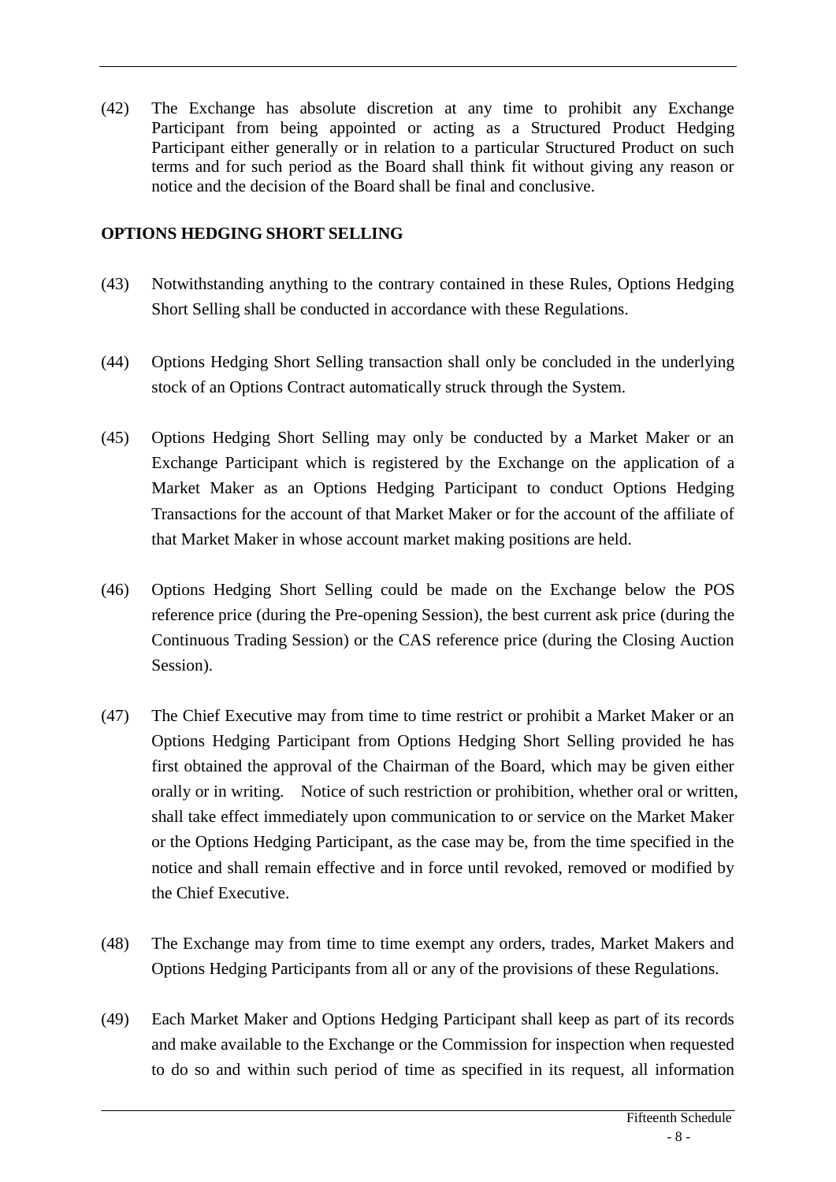(42) The Exchange has absolute discretion at any time to prohibit any Exchange Participant from being appointed or acting as a Structured Product Hedging Participant either generally or in relation to a particular Structured Product on such terms and for such period as the Board shall think fit without giving any reason or notice and the decision of the Board shall be final and conclusive.

**OPTIONS HEDGING SHORT SELLING**

(43) Notwithstanding anything to the contrary contained in these Rules, Options Hedging Short Selling shall be conducted in accordance with these Regulations.

(44) Options Hedging Short Selling transaction shall only be concluded in the underlying stock of an Options Contract automatically struck through the System.

(45) Options Hedging Short Selling may only be conducted by a Market Maker or an Exchange Participant which is registered by the Exchange on the application of a Market Maker as an Options Hedging Participant to conduct Options Hedging Transactions for the account of that Market Maker or for the account of the affiliate of that Market Maker in whose account market making positions are held.

(46) Options Hedging Short Selling could be made on the Exchange below the POS reference price (during the Pre-opening Session), the best current ask price (during the Continuous Trading Session) or the CAS reference price (during the Closing Auction Session).

(47) The Chief Executive may from time to time restrict or prohibit a Market Maker or an Options Hedging Participant from Options Hedging Short Selling provided he has first obtained the approval of the Chairman of the Board, which may be given either orally or in writing. Notice of such restriction or prohibition, whether oral or written, shall take effect immediately upon communication to or service on the Market Maker or the Options Hedging Participant, as the case may be, from the time specified in the notice and shall remain effective and in force until revoked, removed or modified by the Chief Executive.

(48) The Exchange may from time to time exempt any orders, trades, Market Makers and Options Hedging Participants from all or any of the provisions of these Regulations.

(49) Each Market Maker and Options Hedging Participant shall keep as part of its records and make available to the Exchange or the Commission for inspection when requested to do so and within such period of time as specified in its request, all information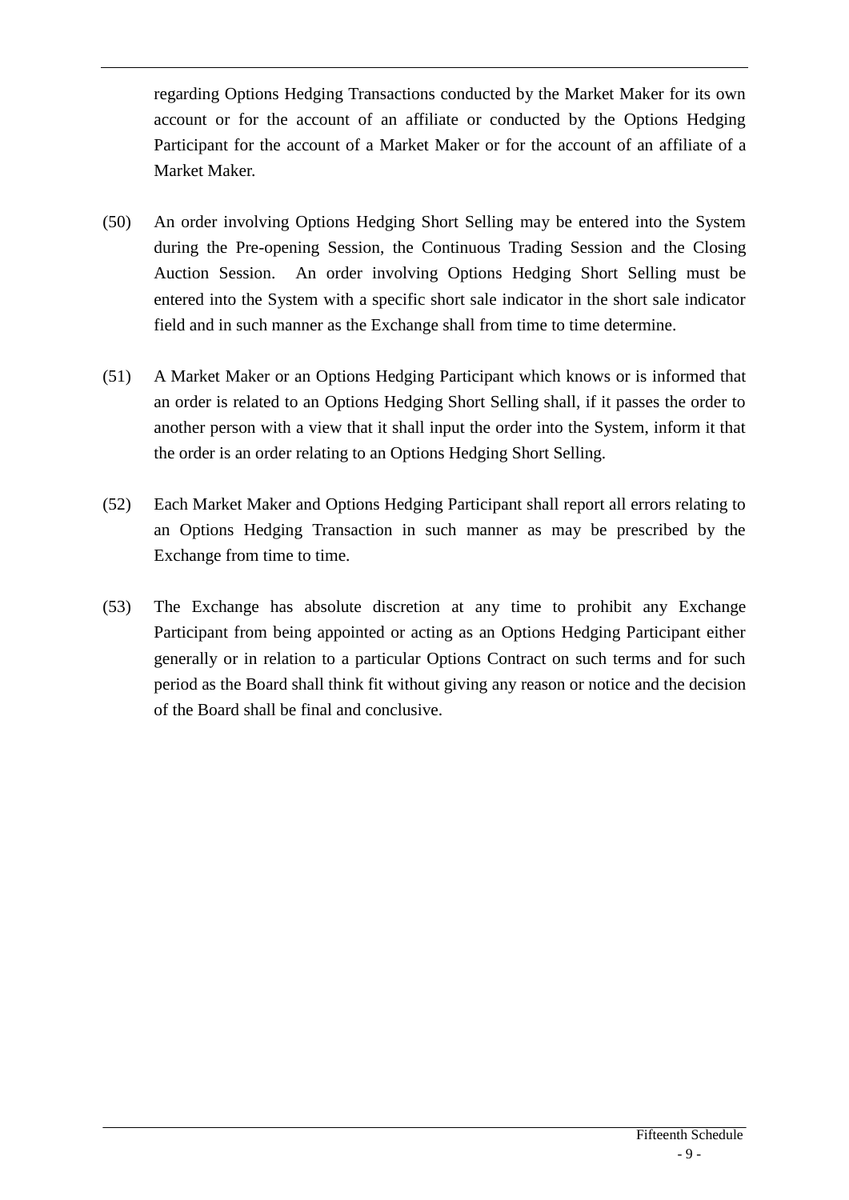regarding Options Hedging Transactions conducted by the Market Maker for its own account or for the account of an affiliate or conducted by the Options Hedging Participant for the account of a Market Maker or for the account of an affiliate of a Market Maker.

(50) An order involving Options Hedging Short Selling may be entered into the System during the Pre-opening Session, the Continuous Trading Session and the Closing Auction Session. An order involving Options Hedging Short Selling must be entered into the System with a specific short sale indicator in the short sale indicator field and in such manner as the Exchange shall from time to time determine.

(51) A Market Maker or an Options Hedging Participant which knows or is informed that an order is related to an Options Hedging Short Selling shall, if it passes the order to another person with a view that it shall input the order into the System, inform it that the order is an order relating to an Options Hedging Short Selling.

(52) Each Market Maker and Options Hedging Participant shall report all errors relating to an Options Hedging Transaction in such manner as may be prescribed by the Exchange from time to time.

(53) The Exchange has absolute discretion at any time to prohibit any Exchange Participant from being appointed or acting as an Options Hedging Participant either generally or in relation to a particular Options Contract on such terms and for such period as the Board shall think fit without giving any reason or notice and the decision of the Board shall be final and conclusive.